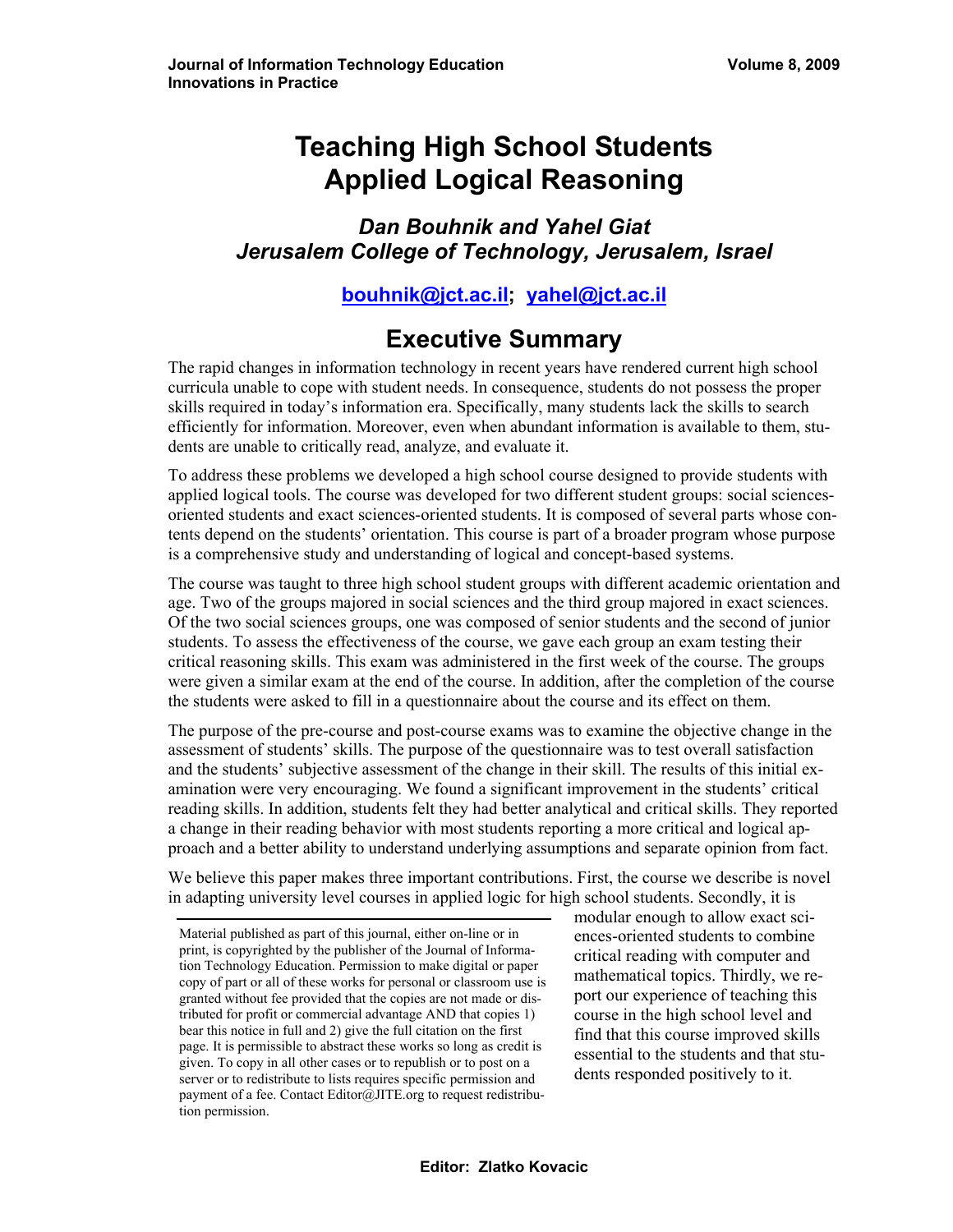# Teaching High School Students Applied Logical Reasoning

***Dan Bouhnik and Yahel Giat***
***Jerusalem College of Technology, Jerusalem, Israel***

**bouhnik@jct.ac.il; yahel@jct.ac.il**

## Executive Summary

The rapid changes in information technology in recent years have rendered current high school curricula unable to cope with student needs. In consequence, students do not possess the proper skills required in today's information era. Specifically, many students lack the skills to search efficiently for information. Moreover, even when abundant information is available to them, students are unable to critically read, analyze, and evaluate it.

To address these problems we developed a high school course designed to provide students with applied logical tools. The course was developed for two different student groups: social sciences-oriented students and exact sciences-oriented students. It is composed of several parts whose contents depend on the students' orientation. This course is part of a broader program whose purpose is a comprehensive study and understanding of logical and concept-based systems.

The course was taught to three high school student groups with different academic orientation and age. Two of the groups majored in social sciences and the third group majored in exact sciences. Of the two social sciences groups, one was composed of senior students and the second of junior students. To assess the effectiveness of the course, we gave each group an exam testing their critical reasoning skills. This exam was administered in the first week of the course. The groups were given a similar exam at the end of the course. In addition, after the completion of the course the students were asked to fill in a questionnaire about the course and its effect on them.

The purpose of the pre-course and post-course exams was to examine the objective change in the assessment of students' skills. The purpose of the questionnaire was to test overall satisfaction and the students' subjective assessment of the change in their skill. The results of this initial examination were very encouraging. We found a significant improvement in the students' critical reading skills. In addition, students felt they had better analytical and critical skills. They reported a change in their reading behavior with most students reporting a more critical and logical approach and a better ability to understand underlying assumptions and separate opinion from fact.

We believe this paper makes three important contributions. First, the course we describe is novel in adapting university level courses in applied logic for high school students. Secondly, it is modular enough to allow exact sciences-oriented students to combine critical reading with computer and mathematical topics. Thirdly, we report our experience of teaching this course in the high school level and find that this course improved skills essential to the students and that students responded positively to it.

Material published as part of this journal, either on-line or in print, is copyrighted by the publisher of the Journal of Information Technology Education. Permission to make digital or paper copy of part or all of these works for personal or classroom use is granted without fee provided that the copies are not made or distributed for profit or commercial advantage AND that copies 1) bear this notice in full and 2) give the full citation on the first page. It is permissible to abstract these works so long as credit is given. To copy in all other cases or to republish or to post on a server or to redistribute to lists requires specific permission and payment of a fee. Contact Editor@JITE.org to request redistribution permission.

**Editor: Zlatko Kovacic**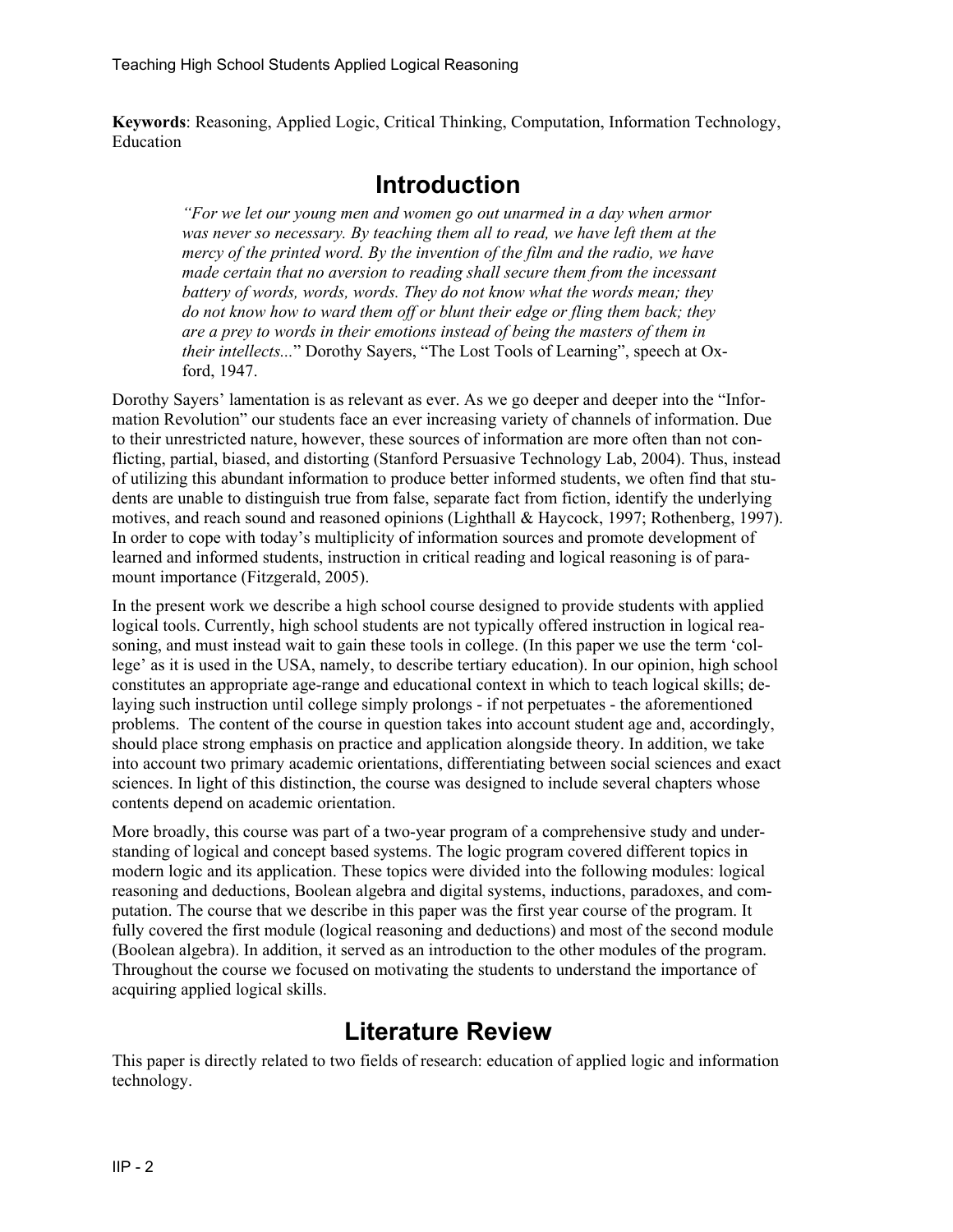**Keywords**: Reasoning, Applied Logic, Critical Thinking, Computation, Information Technology, Education

## Introduction

> *"For we let our young men and women go out unarmed in a day when armor was never so necessary. By teaching them all to read, we have left them at the mercy of the printed word. By the invention of the film and the radio, we have made certain that no aversion to reading shall secure them from the incessant battery of words, words, words. They do not know what the words mean; they do not know how to ward them off or blunt their edge or fling them back; they are a prey to words in their emotions instead of being the masters of them in their intellects...*" Dorothy Sayers, "The Lost Tools of Learning", speech at Oxford, 1947.

Dorothy Sayers' lamentation is as relevant as ever. As we go deeper and deeper into the "Information Revolution" our students face an ever increasing variety of channels of information. Due to their unrestricted nature, however, these sources of information are more often than not conflicting, partial, biased, and distorting (Stanford Persuasive Technology Lab, 2004). Thus, instead of utilizing this abundant information to produce better informed students, we often find that students are unable to distinguish true from false, separate fact from fiction, identify the underlying motives, and reach sound and reasoned opinions (Lighthall & Haycock, 1997; Rothenberg, 1997). In order to cope with today's multiplicity of information sources and promote development of learned and informed students, instruction in critical reading and logical reasoning is of paramount importance (Fitzgerald, 2005).

In the present work we describe a high school course designed to provide students with applied logical tools. Currently, high school students are not typically offered instruction in logical reasoning, and must instead wait to gain these tools in college. (In this paper we use the term 'college' as it is used in the USA, namely, to describe tertiary education). In our opinion, high school constitutes an appropriate age-range and educational context in which to teach logical skills; delaying such instruction until college simply prolongs - if not perpetuates - the aforementioned problems. The content of the course in question takes into account student age and, accordingly, should place strong emphasis on practice and application alongside theory. In addition, we take into account two primary academic orientations, differentiating between social sciences and exact sciences. In light of this distinction, the course was designed to include several chapters whose contents depend on academic orientation.

More broadly, this course was part of a two-year program of a comprehensive study and understanding of logical and concept based systems. The logic program covered different topics in modern logic and its application. These topics were divided into the following modules: logical reasoning and deductions, Boolean algebra and digital systems, inductions, paradoxes, and computation. The course that we describe in this paper was the first year course of the program. It fully covered the first module (logical reasoning and deductions) and most of the second module (Boolean algebra). In addition, it served as an introduction to the other modules of the program. Throughout the course we focused on motivating the students to understand the importance of acquiring applied logical skills.

## Literature Review

This paper is directly related to two fields of research: education of applied logic and information technology.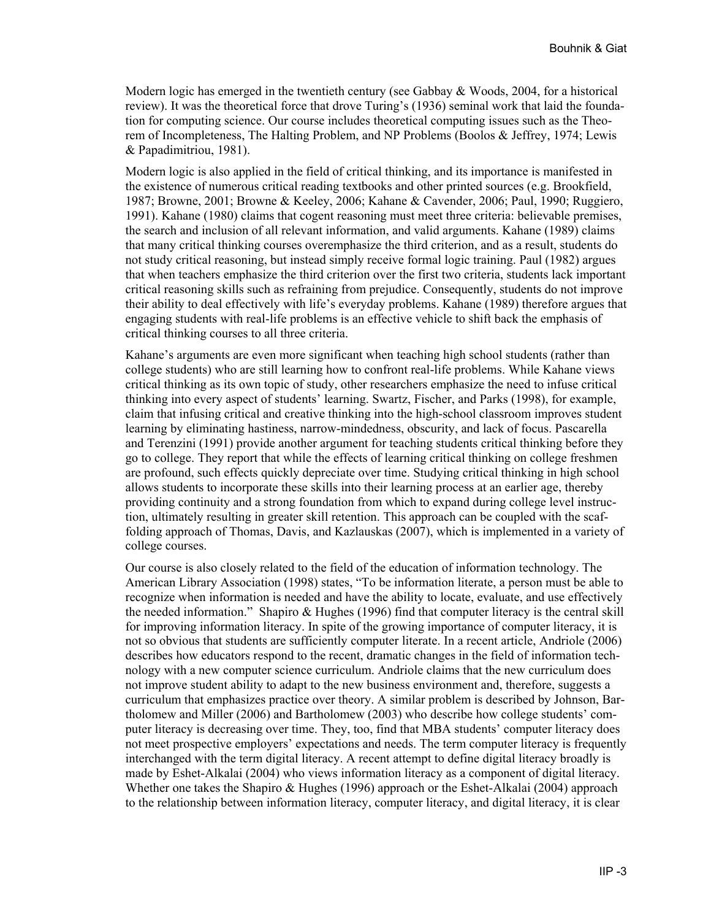Modern logic has emerged in the twentieth century (see Gabbay & Woods, 2004, for a historical review). It was the theoretical force that drove Turing's (1936) seminal work that laid the foundation for computing science. Our course includes theoretical computing issues such as the Theorem of Incompleteness, The Halting Problem, and NP Problems (Boolos & Jeffrey, 1974; Lewis & Papadimitriou, 1981).

Modern logic is also applied in the field of critical thinking, and its importance is manifested in the existence of numerous critical reading textbooks and other printed sources (e.g. Brookfield, 1987; Browne, 2001; Browne & Keeley, 2006; Kahane & Cavender, 2006; Paul, 1990; Ruggiero, 1991). Kahane (1980) claims that cogent reasoning must meet three criteria: believable premises, the search and inclusion of all relevant information, and valid arguments. Kahane (1989) claims that many critical thinking courses overemphasize the third criterion, and as a result, students do not study critical reasoning, but instead simply receive formal logic training. Paul (1982) argues that when teachers emphasize the third criterion over the first two criteria, students lack important critical reasoning skills such as refraining from prejudice. Consequently, students do not improve their ability to deal effectively with life's everyday problems. Kahane (1989) therefore argues that engaging students with real-life problems is an effective vehicle to shift back the emphasis of critical thinking courses to all three criteria.

Kahane's arguments are even more significant when teaching high school students (rather than college students) who are still learning how to confront real-life problems. While Kahane views critical thinking as its own topic of study, other researchers emphasize the need to infuse critical thinking into every aspect of students' learning. Swartz, Fischer, and Parks (1998), for example, claim that infusing critical and creative thinking into the high-school classroom improves student learning by eliminating hastiness, narrow-mindedness, obscurity, and lack of focus. Pascarella and Terenzini (1991) provide another argument for teaching students critical thinking before they go to college. They report that while the effects of learning critical thinking on college freshmen are profound, such effects quickly depreciate over time. Studying critical thinking in high school allows students to incorporate these skills into their learning process at an earlier age, thereby providing continuity and a strong foundation from which to expand during college level instruction, ultimately resulting in greater skill retention. This approach can be coupled with the scaffolding approach of Thomas, Davis, and Kazlauskas (2007), which is implemented in a variety of college courses.

Our course is also closely related to the field of the education of information technology. The American Library Association (1998) states, "To be information literate, a person must be able to recognize when information is needed and have the ability to locate, evaluate, and use effectively the needed information." Shapiro & Hughes (1996) find that computer literacy is the central skill for improving information literacy. In spite of the growing importance of computer literacy, it is not so obvious that students are sufficiently computer literate. In a recent article, Andriole (2006) describes how educators respond to the recent, dramatic changes in the field of information technology with a new computer science curriculum. Andriole claims that the new curriculum does not improve student ability to adapt to the new business environment and, therefore, suggests a curriculum that emphasizes practice over theory. A similar problem is described by Johnson, Bartholomew and Miller (2006) and Bartholomew (2003) who describe how college students' computer literacy is decreasing over time. They, too, find that MBA students' computer literacy does not meet prospective employers' expectations and needs. The term computer literacy is frequently interchanged with the term digital literacy. A recent attempt to define digital literacy broadly is made by Eshet-Alkalai (2004) who views information literacy as a component of digital literacy. Whether one takes the Shapiro & Hughes (1996) approach or the Eshet-Alkalai (2004) approach to the relationship between information literacy, computer literacy, and digital literacy, it is clear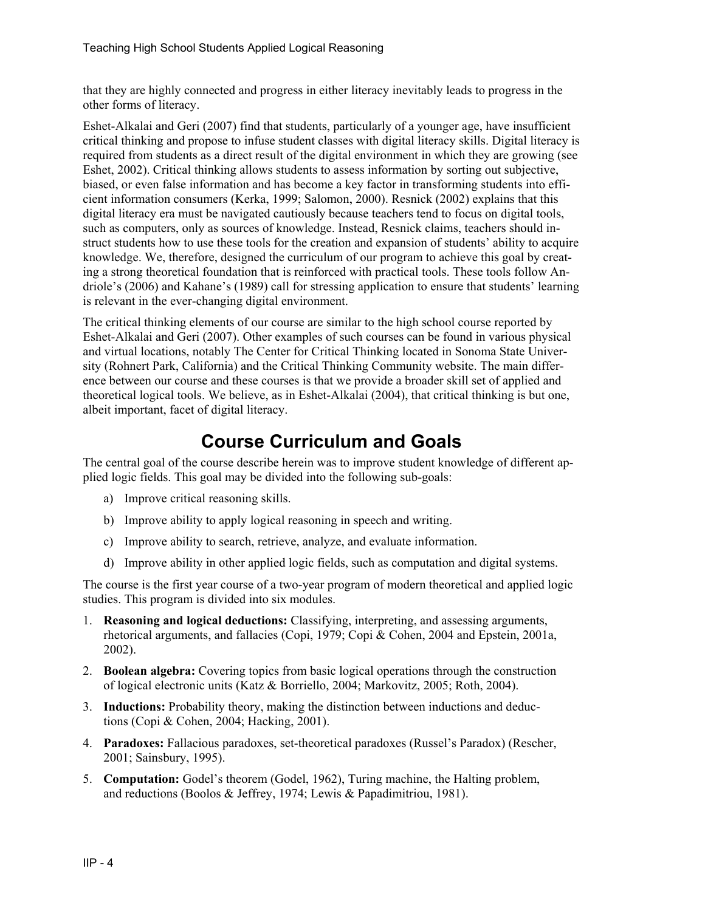that they are highly connected and progress in either literacy inevitably leads to progress in the other forms of literacy.

Eshet-Alkalai and Geri (2007) find that students, particularly of a younger age, have insufficient critical thinking and propose to infuse student classes with digital literacy skills. Digital literacy is required from students as a direct result of the digital environment in which they are growing (see Eshet, 2002). Critical thinking allows students to assess information by sorting out subjective, biased, or even false information and has become a key factor in transforming students into efficient information consumers (Kerka, 1999; Salomon, 2000). Resnick (2002) explains that this digital literacy era must be navigated cautiously because teachers tend to focus on digital tools, such as computers, only as sources of knowledge. Instead, Resnick claims, teachers should instruct students how to use these tools for the creation and expansion of students' ability to acquire knowledge. We, therefore, designed the curriculum of our program to achieve this goal by creating a strong theoretical foundation that is reinforced with practical tools. These tools follow Andriole's (2006) and Kahane's (1989) call for stressing application to ensure that students' learning is relevant in the ever-changing digital environment.

The critical thinking elements of our course are similar to the high school course reported by Eshet-Alkalai and Geri (2007). Other examples of such courses can be found in various physical and virtual locations, notably The Center for Critical Thinking located in Sonoma State University (Rohnert Park, California) and the Critical Thinking Community website. The main difference between our course and these courses is that we provide a broader skill set of applied and theoretical logical tools. We believe, as in Eshet-Alkalai (2004), that critical thinking is but one, albeit important, facet of digital literacy.

## Course Curriculum and Goals

The central goal of the course describe herein was to improve student knowledge of different applied logic fields. This goal may be divided into the following sub-goals:

a) Improve critical reasoning skills.

b) Improve ability to apply logical reasoning in speech and writing.

c) Improve ability to search, retrieve, analyze, and evaluate information.

d) Improve ability in other applied logic fields, such as computation and digital systems.

The course is the first year course of a two-year program of modern theoretical and applied logic studies. This program is divided into six modules.

1. **Reasoning and logical deductions:** Classifying, interpreting, and assessing arguments, rhetorical arguments, and fallacies (Copi, 1979; Copi & Cohen, 2004 and Epstein, 2001a, 2002).
2. **Boolean algebra:** Covering topics from basic logical operations through the construction of logical electronic units (Katz & Borriello, 2004; Markovitz, 2005; Roth, 2004).
3. **Inductions:** Probability theory, making the distinction between inductions and deductions (Copi & Cohen, 2004; Hacking, 2001).
4. **Paradoxes:** Fallacious paradoxes, set-theoretical paradoxes (Russel's Paradox) (Rescher, 2001; Sainsbury, 1995).
5. **Computation:** Godel's theorem (Godel, 1962), Turing machine, the Halting problem, and reductions (Boolos & Jeffrey, 1974; Lewis & Papadimitriou, 1981).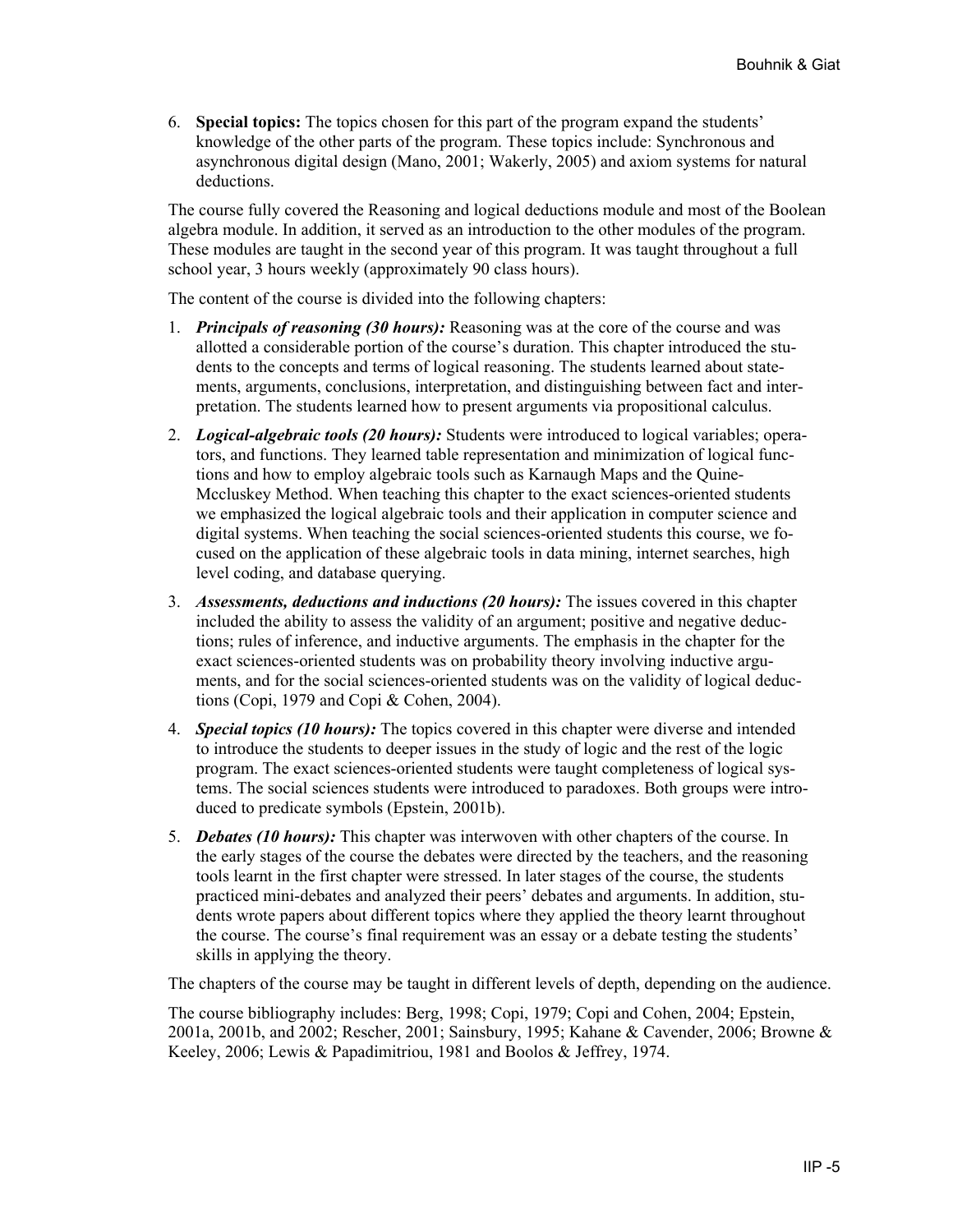6. **Special topics:** The topics chosen for this part of the program expand the students' knowledge of the other parts of the program. These topics include: Synchronous and asynchronous digital design (Mano, 2001; Wakerly, 2005) and axiom systems for natural deductions.

The course fully covered the Reasoning and logical deductions module and most of the Boolean algebra module. In addition, it served as an introduction to the other modules of the program. These modules are taught in the second year of this program. It was taught throughout a full school year, 3 hours weekly (approximately 90 class hours).

The content of the course is divided into the following chapters:

1. ***Principals of reasoning (30 hours):*** Reasoning was at the core of the course and was allotted a considerable portion of the course's duration. This chapter introduced the students to the concepts and terms of logical reasoning. The students learned about statements, arguments, conclusions, interpretation, and distinguishing between fact and interpretation. The students learned how to present arguments via propositional calculus.
2. ***Logical-algebraic tools (20 hours):*** Students were introduced to logical variables; operators, and functions. They learned table representation and minimization of logical functions and how to employ algebraic tools such as Karnaugh Maps and the Quine-Mccluskey Method. When teaching this chapter to the exact sciences-oriented students we emphasized the logical algebraic tools and their application in computer science and digital systems. When teaching the social sciences-oriented students this course, we focused on the application of these algebraic tools in data mining, internet searches, high level coding, and database querying.
3. ***Assessments, deductions and inductions (20 hours):*** The issues covered in this chapter included the ability to assess the validity of an argument; positive and negative deductions; rules of inference, and inductive arguments. The emphasis in the chapter for the exact sciences-oriented students was on probability theory involving inductive arguments, and for the social sciences-oriented students was on the validity of logical deductions (Copi, 1979 and Copi & Cohen, 2004).
4. ***Special topics (10 hours):*** The topics covered in this chapter were diverse and intended to introduce the students to deeper issues in the study of logic and the rest of the logic program. The exact sciences-oriented students were taught completeness of logical systems. The social sciences students were introduced to paradoxes. Both groups were introduced to predicate symbols (Epstein, 2001b).
5. ***Debates (10 hours):*** This chapter was interwoven with other chapters of the course. In the early stages of the course the debates were directed by the teachers, and the reasoning tools learnt in the first chapter were stressed. In later stages of the course, the students practiced mini-debates and analyzed their peers' debates and arguments. In addition, students wrote papers about different topics where they applied the theory learnt throughout the course. The course's final requirement was an essay or a debate testing the students' skills in applying the theory.

The chapters of the course may be taught in different levels of depth, depending on the audience.

The course bibliography includes: Berg, 1998; Copi, 1979; Copi and Cohen, 2004; Epstein, 2001a, 2001b, and 2002; Rescher, 2001; Sainsbury, 1995; Kahane & Cavender, 2006; Browne & Keeley, 2006; Lewis & Papadimitriou, 1981 and Boolos & Jeffrey, 1974.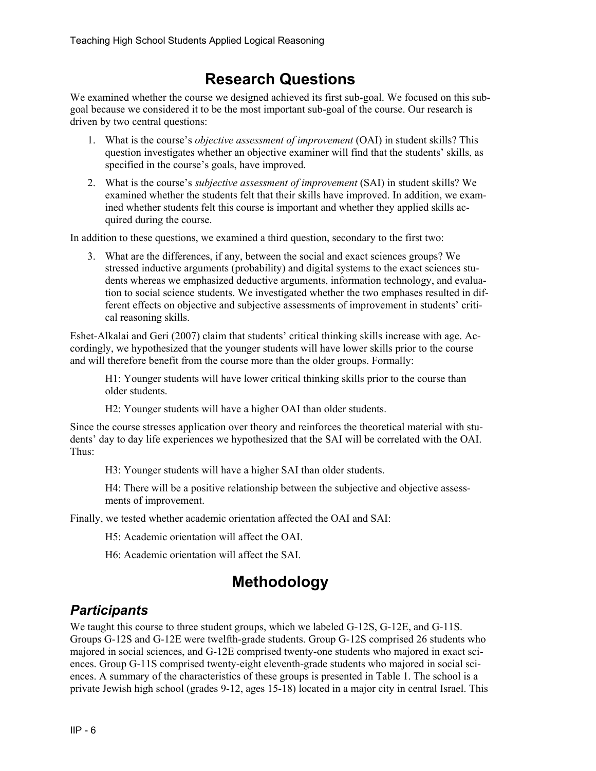## Research Questions

We examined whether the course we designed achieved its first sub-goal. We focused on this sub-goal because we considered it to be the most important sub-goal of the course. Our research is driven by two central questions:

1. What is the course's *objective assessment of improvement* (OAI) in student skills? This question investigates whether an objective examiner will find that the students' skills, as specified in the course's goals, have improved.
2. What is the course's *subjective assessment of improvement* (SAI) in student skills? We examined whether the students felt that their skills have improved. In addition, we examined whether students felt this course is important and whether they applied skills acquired during the course.

In addition to these questions, we examined a third question, secondary to the first two:

3. What are the differences, if any, between the social and exact sciences groups? We stressed inductive arguments (probability) and digital systems to the exact sciences students whereas we emphasized deductive arguments, information technology, and evaluation to social science students. We investigated whether the two emphases resulted in different effects on objective and subjective assessments of improvement in students' critical reasoning skills.

Eshet-Alkalai and Geri (2007) claim that students' critical thinking skills increase with age. Accordingly, we hypothesized that the younger students will have lower skills prior to the course and will therefore benefit from the course more than the older groups. Formally:

H1: Younger students will have lower critical thinking skills prior to the course than older students.

H2: Younger students will have a higher OAI than older students.

Since the course stresses application over theory and reinforces the theoretical material with students' day to day life experiences we hypothesized that the SAI will be correlated with the OAI. Thus:

H3: Younger students will have a higher SAI than older students.

H4: There will be a positive relationship between the subjective and objective assessments of improvement.

Finally, we tested whether academic orientation affected the OAI and SAI:

H5: Academic orientation will affect the OAI.

H6: Academic orientation will affect the SAI.

## Methodology

### *Participants*

We taught this course to three student groups, which we labeled G-12S, G-12E, and G-11S. Groups G-12S and G-12E were twelfth-grade students. Group G-12S comprised 26 students who majored in social sciences, and G-12E comprised twenty-one students who majored in exact sciences. Group G-11S comprised twenty-eight eleventh-grade students who majored in social sciences. A summary of the characteristics of these groups is presented in Table 1. The school is a private Jewish high school (grades 9-12, ages 15-18) located in a major city in central Israel. This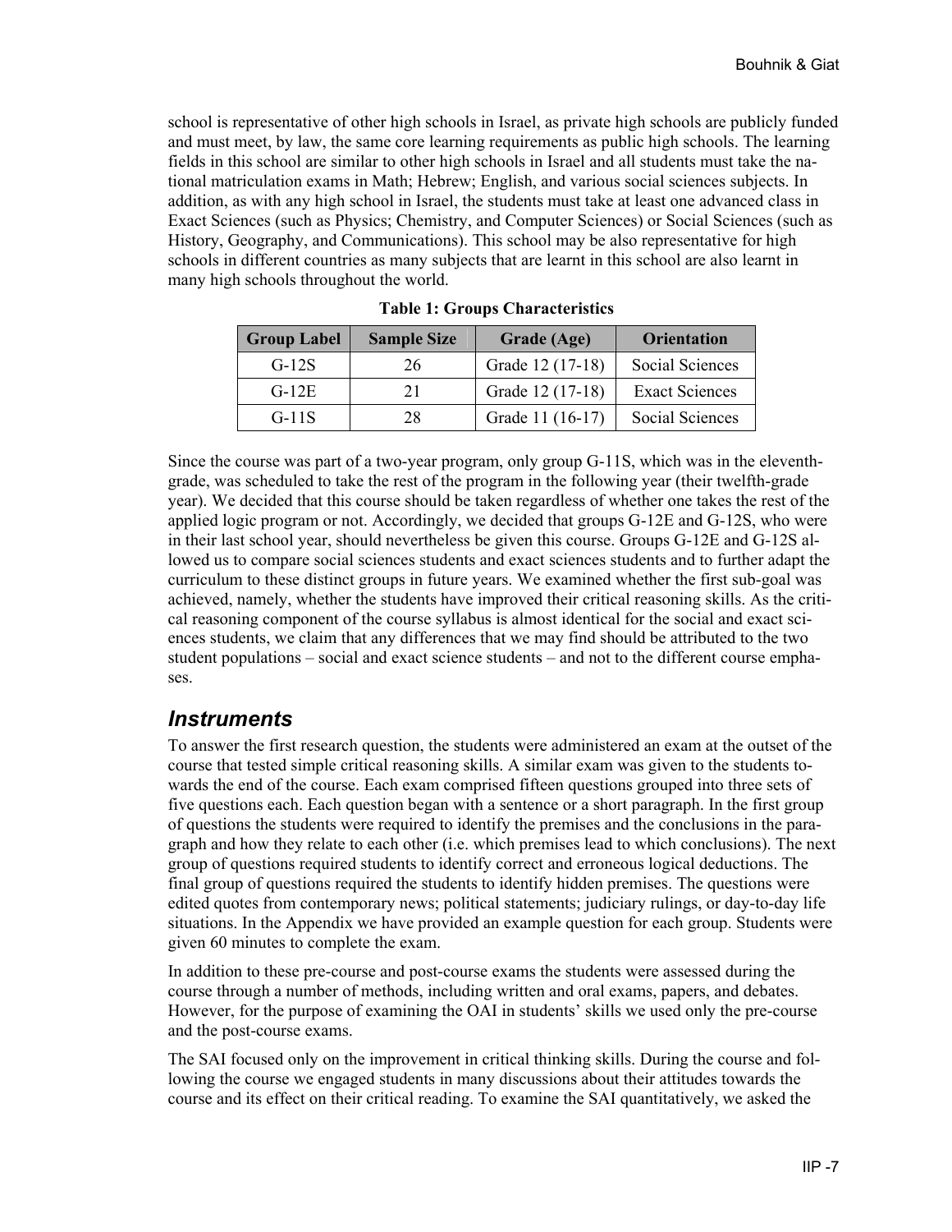school is representative of other high schools in Israel, as private high schools are publicly funded and must meet, by law, the same core learning requirements as public high schools. The learning fields in this school are similar to other high schools in Israel and all students must take the national matriculation exams in Math; Hebrew; English, and various social sciences subjects. In addition, as with any high school in Israel, the students must take at least one advanced class in Exact Sciences (such as Physics; Chemistry, and Computer Sciences) or Social Sciences (such as History, Geography, and Communications). This school may be also representative for high schools in different countries as many subjects that are learnt in this school are also learnt in many high schools throughout the world.

**Table 1: Groups Characteristics**

| Group Label | Sample Size | Grade (Age) | Orientation |
|---|---|---|---|
| G-12S | 26 | Grade 12 (17-18) | Social Sciences |
| G-12E | 21 | Grade 12 (17-18) | Exact Sciences |
| G-11S | 28 | Grade 11 (16-17) | Social Sciences |

Since the course was part of a two-year program, only group G-11S, which was in the eleventh-grade, was scheduled to take the rest of the program in the following year (their twelfth-grade year). We decided that this course should be taken regardless of whether one takes the rest of the applied logic program or not. Accordingly, we decided that groups G-12E and G-12S, who were in their last school year, should nevertheless be given this course. Groups G-12E and G-12S allowed us to compare social sciences students and exact sciences students and to further adapt the curriculum to these distinct groups in future years. We examined whether the first sub-goal was achieved, namely, whether the students have improved their critical reasoning skills. As the critical reasoning component of the course syllabus is almost identical for the social and exact sciences students, we claim that any differences that we may find should be attributed to the two student populations – social and exact science students – and not to the different course emphases.

## *Instruments*

To answer the first research question, the students were administered an exam at the outset of the course that tested simple critical reasoning skills. A similar exam was given to the students towards the end of the course. Each exam comprised fifteen questions grouped into three sets of five questions each. Each question began with a sentence or a short paragraph. In the first group of questions the students were required to identify the premises and the conclusions in the paragraph and how they relate to each other (i.e. which premises lead to which conclusions). The next group of questions required students to identify correct and erroneous logical deductions. The final group of questions required the students to identify hidden premises. The questions were edited quotes from contemporary news; political statements; judiciary rulings, or day-to-day life situations. In the Appendix we have provided an example question for each group. Students were given 60 minutes to complete the exam.

In addition to these pre-course and post-course exams the students were assessed during the course through a number of methods, including written and oral exams, papers, and debates. However, for the purpose of examining the OAI in students' skills we used only the pre-course and the post-course exams.

The SAI focused only on the improvement in critical thinking skills. During the course and following the course we engaged students in many discussions about their attitudes towards the course and its effect on their critical reading. To examine the SAI quantitatively, we asked the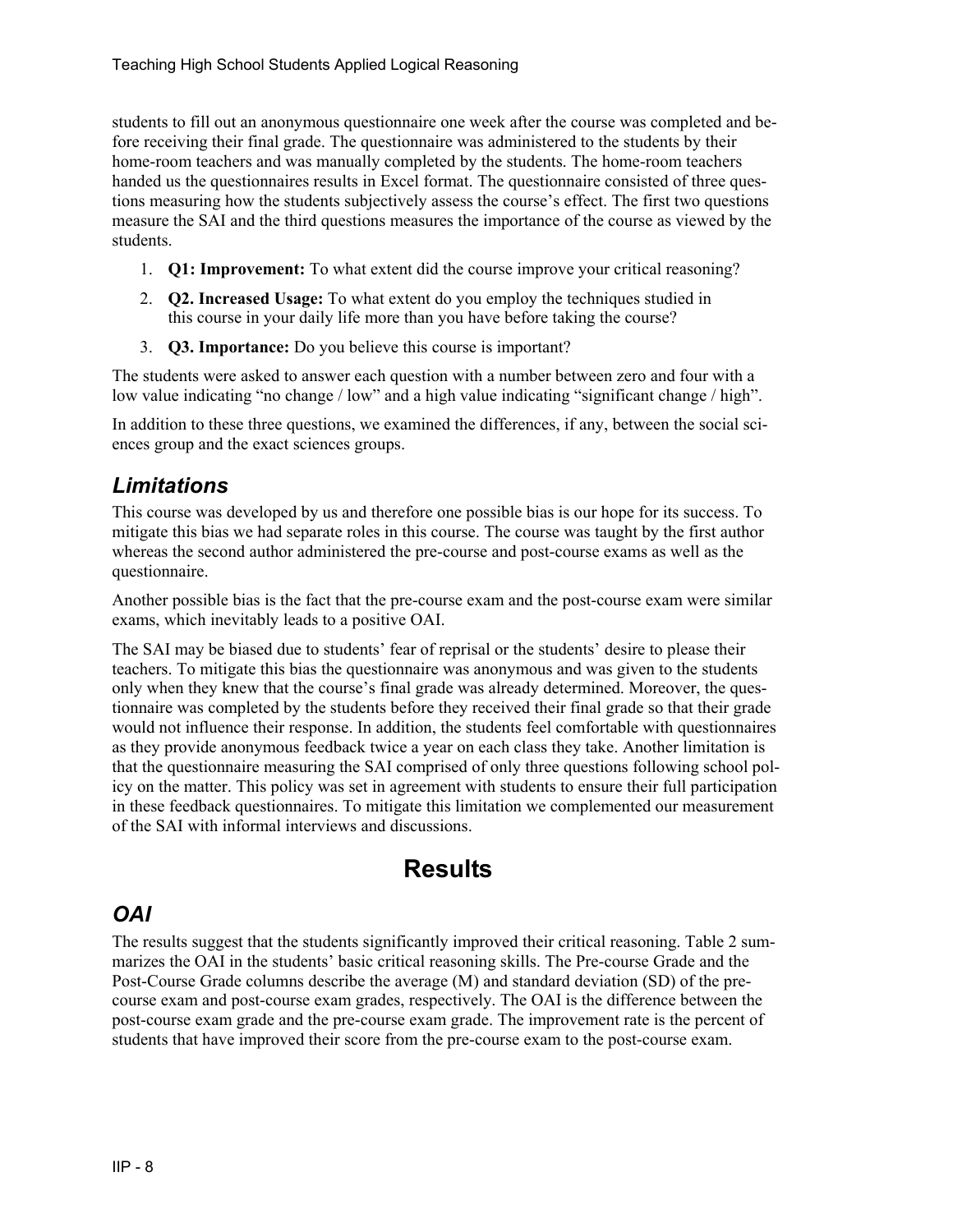students to fill out an anonymous questionnaire one week after the course was completed and before receiving their final grade. The questionnaire was administered to the students by their home-room teachers and was manually completed by the students. The home-room teachers handed us the questionnaires results in Excel format. The questionnaire consisted of three questions measuring how the students subjectively assess the course's effect. The first two questions measure the SAI and the third questions measures the importance of the course as viewed by the students.

1. **Q1: Improvement:** To what extent did the course improve your critical reasoning?
2. **Q2. Increased Usage:** To what extent do you employ the techniques studied in this course in your daily life more than you have before taking the course?
3. **Q3. Importance:** Do you believe this course is important?

The students were asked to answer each question with a number between zero and four with a low value indicating "no change / low" and a high value indicating "significant change / high".

In addition to these three questions, we examined the differences, if any, between the social sciences group and the exact sciences groups.

## *Limitations*

This course was developed by us and therefore one possible bias is our hope for its success. To mitigate this bias we had separate roles in this course. The course was taught by the first author whereas the second author administered the pre-course and post-course exams as well as the questionnaire.

Another possible bias is the fact that the pre-course exam and the post-course exam were similar exams, which inevitably leads to a positive OAI.

The SAI may be biased due to students' fear of reprisal or the students' desire to please their teachers. To mitigate this bias the questionnaire was anonymous and was given to the students only when they knew that the course's final grade was already determined. Moreover, the questionnaire was completed by the students before they received their final grade so that their grade would not influence their response. In addition, the students feel comfortable with questionnaires as they provide anonymous feedback twice a year on each class they take. Another limitation is that the questionnaire measuring the SAI comprised of only three questions following school policy on the matter. This policy was set in agreement with students to ensure their full participation in these feedback questionnaires. To mitigate this limitation we complemented our measurement of the SAI with informal interviews and discussions.

# Results

## *OAI*

The results suggest that the students significantly improved their critical reasoning. Table 2 summarizes the OAI in the students' basic critical reasoning skills. The Pre-course Grade and the Post-Course Grade columns describe the average (M) and standard deviation (SD) of the pre-course exam and post-course exam grades, respectively. The OAI is the difference between the post-course exam grade and the pre-course exam grade. The improvement rate is the percent of students that have improved their score from the pre-course exam to the post-course exam.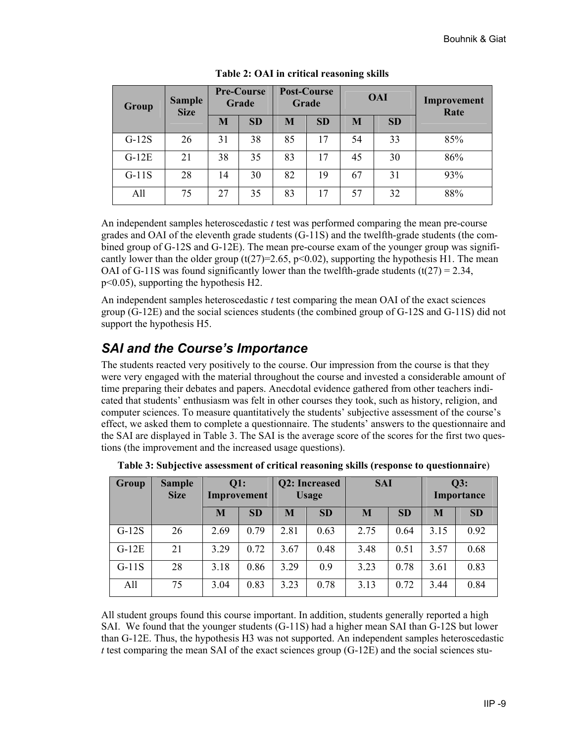**Table 2: OAI in critical reasoning skills**

| Group | Sample Size | Pre-Course Grade | | Post-Course Grade | | OAI | | Improvement Rate |
|---|---|---|---|---|---|---|---|---|
| | | M | SD | M | SD | M | SD | |
| G-12S | 26 | 31 | 38 | 85 | 17 | 54 | 33 | 85% |
| G-12E | 21 | 38 | 35 | 83 | 17 | 45 | 30 | 86% |
| G-11S | 28 | 14 | 30 | 82 | 19 | 67 | 31 | 93% |
| All | 75 | 27 | 35 | 83 | 17 | 57 | 32 | 88% |

An independent samples heteroscedastic *t* test was performed comparing the mean pre-course grades and OAI of the eleventh grade students (G-11S) and the twelfth-grade students (the combined group of G-12S and G-12E). The mean pre-course exam of the younger group was significantly lower than the older group ($t(27)=2.65$, $p<0.02$), supporting the hypothesis H1. The mean OAI of G-11S was found significantly lower than the twelfth-grade students ($t(27) = 2.34$, $p<0.05$), supporting the hypothesis H2.

An independent samples heteroscedastic *t* test comparing the mean OAI of the exact sciences group (G-12E) and the social sciences students (the combined group of G-12S and G-11S) did not support the hypothesis H5.

## *SAI and the Course's Importance*

The students reacted very positively to the course. Our impression from the course is that they were very engaged with the material throughout the course and invested a considerable amount of time preparing their debates and papers. Anecdotal evidence gathered from other teachers indicated that students' enthusiasm was felt in other courses they took, such as history, religion, and computer sciences. To measure quantitatively the students' subjective assessment of the course's effect, we asked them to complete a questionnaire. The students' answers to the questionnaire and the SAI are displayed in Table 3. The SAI is the average score of the scores for the first two questions (the improvement and the increased usage questions).

**Table 3: Subjective assessment of critical reasoning skills (response to questionnaire)**

| Group | Sample Size | Q1: Improvement | | Q2: Increased Usage | | SAI | | Q3: Importance | |
|---|---|---|---|---|---|---|---|---|---|
| | | M | SD | M | SD | M | SD | M | SD |
| G-12S | 26 | 2.69 | 0.79 | 2.81 | 0.63 | 2.75 | 0.64 | 3.15 | 0.92 |
| G-12E | 21 | 3.29 | 0.72 | 3.67 | 0.48 | 3.48 | 0.51 | 3.57 | 0.68 |
| G-11S | 28 | 3.18 | 0.86 | 3.29 | 0.9 | 3.23 | 0.78 | 3.61 | 0.83 |
| All | 75 | 3.04 | 0.83 | 3.23 | 0.78 | 3.13 | 0.72 | 3.44 | 0.84 |

All student groups found this course important. In addition, students generally reported a high SAI. We found that the younger students (G-11S) had a higher mean SAI than G-12S but lower than G-12E. Thus, the hypothesis H3 was not supported. An independent samples heteroscedastic *t* test comparing the mean SAI of the exact sciences group (G-12E) and the social sciences stu-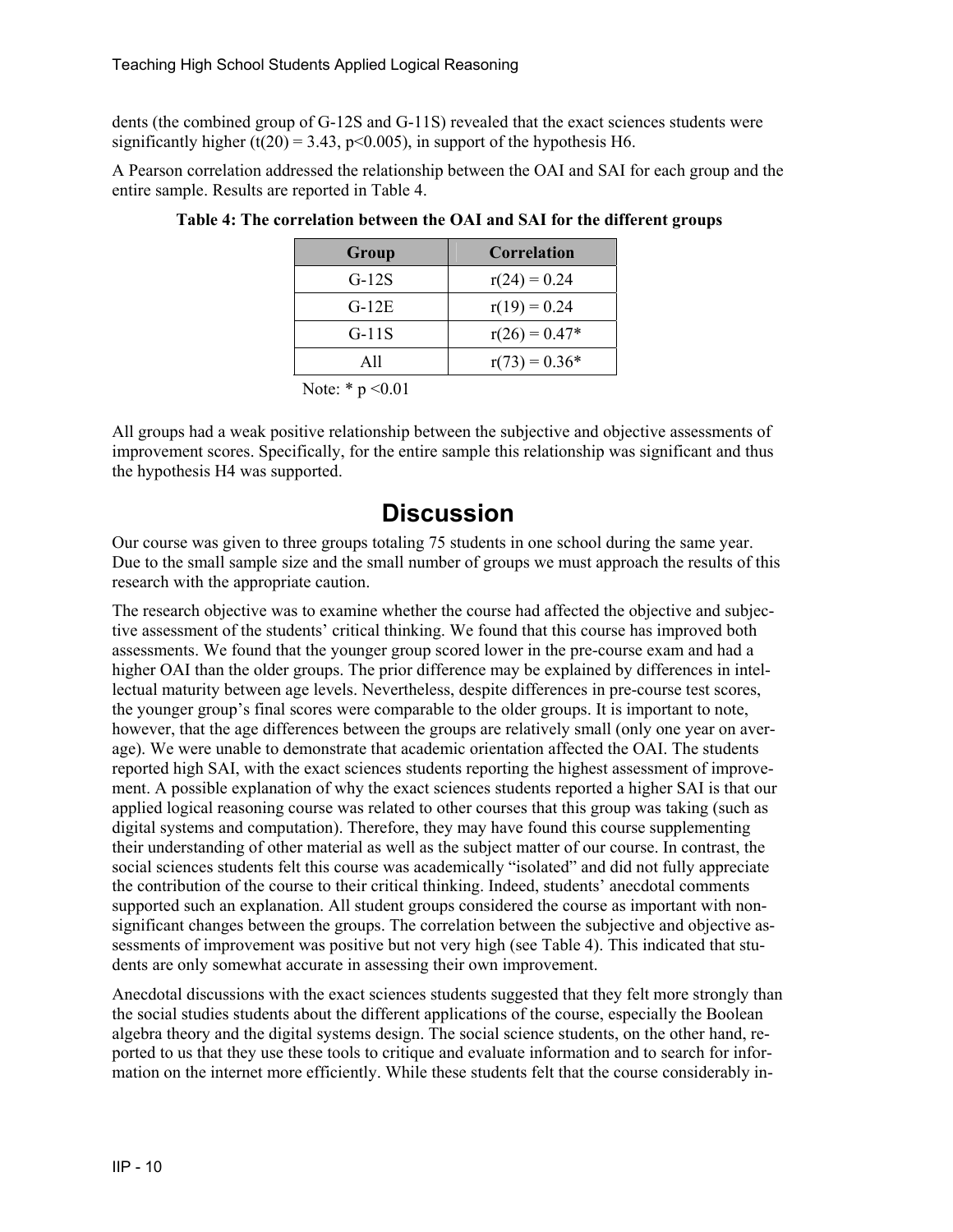dents (the combined group of G-12S and G-11S) revealed that the exact sciences students were significantly higher ($t(20) = 3.43$, $p<0.005$), in support of the hypothesis H6.

A Pearson correlation addressed the relationship between the OAI and SAI for each group and the entire sample. Results are reported in Table 4.

**Table 4: The correlation between the OAI and SAI for the different groups**

| Group | Correlation |
|---|---|
| G-12S | $r(24) = 0.24$ |
| G-12E | $r(19) = 0.24$ |
| G-11S | $r(26) = 0.47$* |
| All | $r(73) = 0.36$* |

Note: * $p < 0.01$

All groups had a weak positive relationship between the subjective and objective assessments of improvement scores. Specifically, for the entire sample this relationship was significant and thus the hypothesis H4 was supported.

# Discussion

Our course was given to three groups totaling 75 students in one school during the same year. Due to the small sample size and the small number of groups we must approach the results of this research with the appropriate caution.

The research objective was to examine whether the course had affected the objective and subjective assessment of the students' critical thinking. We found that this course has improved both assessments. We found that the younger group scored lower in the pre-course exam and had a higher OAI than the older groups. The prior difference may be explained by differences in intellectual maturity between age levels. Nevertheless, despite differences in pre-course test scores, the younger group's final scores were comparable to the older groups. It is important to note, however, that the age differences between the groups are relatively small (only one year on average). We were unable to demonstrate that academic orientation affected the OAI. The students reported high SAI, with the exact sciences students reporting the highest assessment of improvement. A possible explanation of why the exact sciences students reported a higher SAI is that our applied logical reasoning course was related to other courses that this group was taking (such as digital systems and computation). Therefore, they may have found this course supplementing their understanding of other material as well as the subject matter of our course. In contrast, the social sciences students felt this course was academically "isolated" and did not fully appreciate the contribution of the course to their critical thinking. Indeed, students' anecdotal comments supported such an explanation. All student groups considered the course as important with non-significant changes between the groups. The correlation between the subjective and objective assessments of improvement was positive but not very high (see Table 4). This indicated that students are only somewhat accurate in assessing their own improvement.

Anecdotal discussions with the exact sciences students suggested that they felt more strongly than the social studies students about the different applications of the course, especially the Boolean algebra theory and the digital systems design. The social science students, on the other hand, reported to us that they use these tools to critique and evaluate information and to search for information on the internet more efficiently. While these students felt that the course considerably in-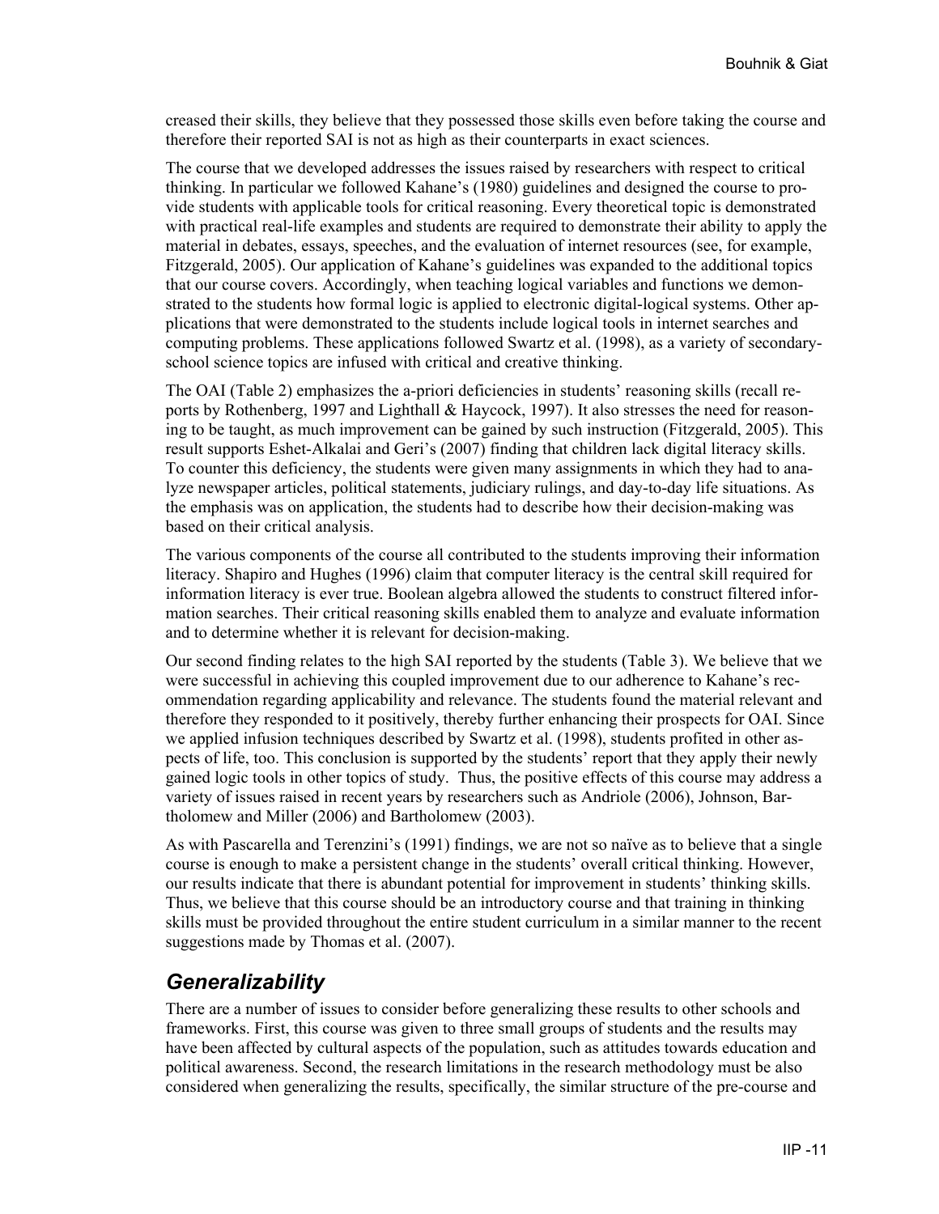creased their skills, they believe that they possessed those skills even before taking the course and therefore their reported SAI is not as high as their counterparts in exact sciences.

The course that we developed addresses the issues raised by researchers with respect to critical thinking. In particular we followed Kahane's (1980) guidelines and designed the course to provide students with applicable tools for critical reasoning. Every theoretical topic is demonstrated with practical real-life examples and students are required to demonstrate their ability to apply the material in debates, essays, speeches, and the evaluation of internet resources (see, for example, Fitzgerald, 2005). Our application of Kahane's guidelines was expanded to the additional topics that our course covers. Accordingly, when teaching logical variables and functions we demonstrated to the students how formal logic is applied to electronic digital-logical systems. Other applications that were demonstrated to the students include logical tools in internet searches and computing problems. These applications followed Swartz et al. (1998), as a variety of secondary-school science topics are infused with critical and creative thinking.

The OAI (Table 2) emphasizes the a-priori deficiencies in students' reasoning skills (recall reports by Rothenberg, 1997 and Lighthall & Haycock, 1997). It also stresses the need for reasoning to be taught, as much improvement can be gained by such instruction (Fitzgerald, 2005). This result supports Eshet-Alkalai and Geri's (2007) finding that children lack digital literacy skills. To counter this deficiency, the students were given many assignments in which they had to analyze newspaper articles, political statements, judiciary rulings, and day-to-day life situations. As the emphasis was on application, the students had to describe how their decision-making was based on their critical analysis.

The various components of the course all contributed to the students improving their information literacy. Shapiro and Hughes (1996) claim that computer literacy is the central skill required for information literacy is ever true. Boolean algebra allowed the students to construct filtered information searches. Their critical reasoning skills enabled them to analyze and evaluate information and to determine whether it is relevant for decision-making.

Our second finding relates to the high SAI reported by the students (Table 3). We believe that we were successful in achieving this coupled improvement due to our adherence to Kahane's recommendation regarding applicability and relevance. The students found the material relevant and therefore they responded to it positively, thereby further enhancing their prospects for OAI. Since we applied infusion techniques described by Swartz et al. (1998), students profited in other aspects of life, too. This conclusion is supported by the students' report that they apply their newly gained logic tools in other topics of study. Thus, the positive effects of this course may address a variety of issues raised in recent years by researchers such as Andriole (2006), Johnson, Bartholomew and Miller (2006) and Bartholomew (2003).

As with Pascarella and Terenzini's (1991) findings, we are not so naïve as to believe that a single course is enough to make a persistent change in the students' overall critical thinking. However, our results indicate that there is abundant potential for improvement in students' thinking skills. Thus, we believe that this course should be an introductory course and that training in thinking skills must be provided throughout the entire student curriculum in a similar manner to the recent suggestions made by Thomas et al. (2007).

## *Generalizability*

There are a number of issues to consider before generalizing these results to other schools and frameworks. First, this course was given to three small groups of students and the results may have been affected by cultural aspects of the population, such as attitudes towards education and political awareness. Second, the research limitations in the research methodology must be also considered when generalizing the results, specifically, the similar structure of the pre-course and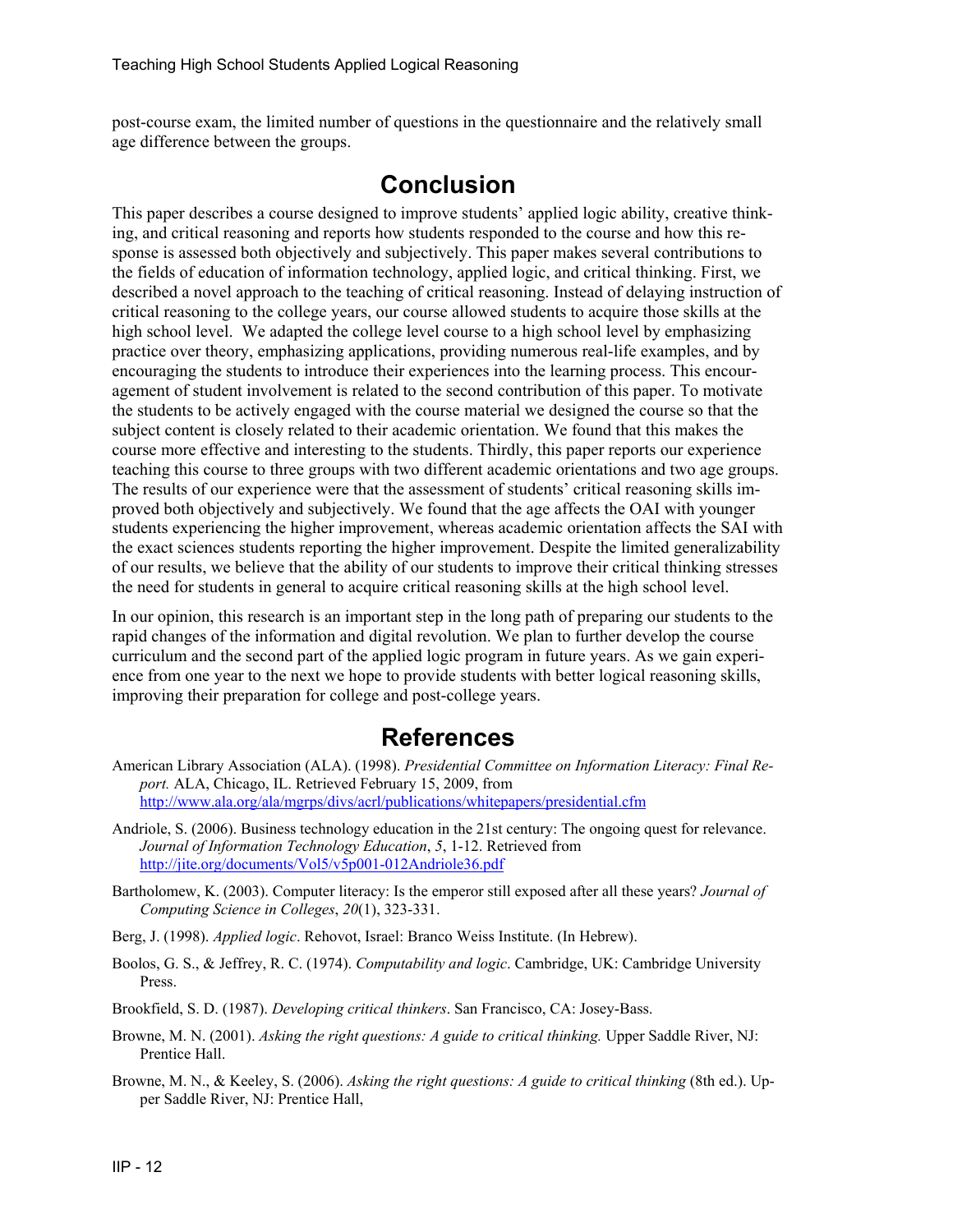post-course exam, the limited number of questions in the questionnaire and the relatively small age difference between the groups.

## Conclusion

This paper describes a course designed to improve students' applied logic ability, creative thinking, and critical reasoning and reports how students responded to the course and how this response is assessed both objectively and subjectively. This paper makes several contributions to the fields of education of information technology, applied logic, and critical thinking. First, we described a novel approach to the teaching of critical reasoning. Instead of delaying instruction of critical reasoning to the college years, our course allowed students to acquire those skills at the high school level. We adapted the college level course to a high school level by emphasizing practice over theory, emphasizing applications, providing numerous real-life examples, and by encouraging the students to introduce their experiences into the learning process. This encouragement of student involvement is related to the second contribution of this paper. To motivate the students to be actively engaged with the course material we designed the course so that the subject content is closely related to their academic orientation. We found that this makes the course more effective and interesting to the students. Thirdly, this paper reports our experience teaching this course to three groups with two different academic orientations and two age groups. The results of our experience were that the assessment of students' critical reasoning skills improved both objectively and subjectively. We found that the age affects the OAI with younger students experiencing the higher improvement, whereas academic orientation affects the SAI with the exact sciences students reporting the higher improvement. Despite the limited generalizability of our results, we believe that the ability of our students to improve their critical thinking stresses the need for students in general to acquire critical reasoning skills at the high school level.

In our opinion, this research is an important step in the long path of preparing our students to the rapid changes of the information and digital revolution. We plan to further develop the course curriculum and the second part of the applied logic program in future years. As we gain experience from one year to the next we hope to provide students with better logical reasoning skills, improving their preparation for college and post-college years.

## References

American Library Association (ALA). (1998). *Presidential Committee on Information Literacy: Final Report.* ALA, Chicago, IL. Retrieved February 15, 2009, from http://www.ala.org/ala/mgrps/divs/acrl/publications/whitepapers/presidential.cfm

Andriole, S. (2006). Business technology education in the 21st century: The ongoing quest for relevance. *Journal of Information Technology Education*, *5*, 1-12. Retrieved from http://jite.org/documents/Vol5/v5p001-012Andriole36.pdf

Bartholomew, K. (2003). Computer literacy: Is the emperor still exposed after all these years? *Journal of Computing Science in Colleges*, *20*(1), 323-331.

Berg, J. (1998). *Applied logic*. Rehovot, Israel: Branco Weiss Institute. (In Hebrew).

Boolos, G. S., & Jeffrey, R. C. (1974). *Computability and logic*. Cambridge, UK: Cambridge University Press.

Brookfield, S. D. (1987). *Developing critical thinkers*. San Francisco, CA: Josey-Bass.

Browne, M. N. (2001). *Asking the right questions: A guide to critical thinking.* Upper Saddle River, NJ: Prentice Hall.

Browne, M. N., & Keeley, S. (2006). *Asking the right questions: A guide to critical thinking* (8th ed.). Upper Saddle River, NJ: Prentice Hall,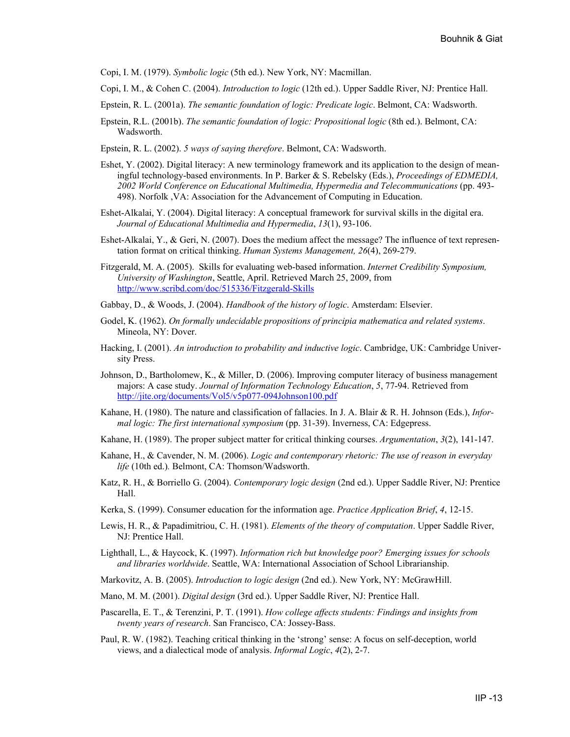Copi, I. M. (1979). *Symbolic logic* (5th ed.). New York, NY: Macmillan.

Copi, I. M., & Cohen C. (2004). *Introduction to logic* (12th ed.). Upper Saddle River, NJ: Prentice Hall.

Epstein, R. L. (2001a). *The semantic foundation of logic: Predicate logic*. Belmont, CA: Wadsworth.

Epstein, R.L. (2001b). *The semantic foundation of logic: Propositional logic* (8th ed.). Belmont, CA: Wadsworth.

Epstein, R. L. (2002). *5 ways of saying therefore*. Belmont, CA: Wadsworth.

Eshet, Y. (2002). Digital literacy: A new terminology framework and its application to the design of meaningful technology-based environments. In P. Barker & S. Rebelsky (Eds.), *Proceedings of EDMEDIA, 2002 World Conference on Educational Multimedia, Hypermedia and Telecommunications* (pp. 493-498). Norfolk ,VA: Association for the Advancement of Computing in Education.

Eshet-Alkalai, Y. (2004). Digital literacy: A conceptual framework for survival skills in the digital era. *Journal of Educational Multimedia and Hypermedia*, *13*(1), 93-106.

Eshet-Alkalai, Y., & Geri, N. (2007). Does the medium affect the message? The influence of text representation format on critical thinking. *Human Systems Management, 26*(4), 269-279.

Fitzgerald, M. A. (2005). Skills for evaluating web-based information. *Internet Credibility Symposium, University of Washington*, Seattle, April. Retrieved March 25, 2009, from http://www.scribd.com/doc/515336/Fitzgerald-Skills

Gabbay, D., & Woods, J. (2004). *Handbook of the history of logic*. Amsterdam: Elsevier.

Godel, K. (1962). *On formally undecidable propositions of principia mathematica and related systems*. Mineola, NY: Dover.

Hacking, I. (2001). *An introduction to probability and inductive logic*. Cambridge, UK: Cambridge University Press.

Johnson, D., Bartholomew, K., & Miller, D. (2006). Improving computer literacy of business management majors: A case study. *Journal of Information Technology Education*, *5*, 77-94. Retrieved from http://jite.org/documents/Vol5/v5p077-094Johnson100.pdf

Kahane, H. (1980). The nature and classification of fallacies. In J. A. Blair & R. H. Johnson (Eds.), *Informal logic: The first international symposium* (pp. 31-39). Inverness, CA: Edgepress.

Kahane, H. (1989). The proper subject matter for critical thinking courses. *Argumentation*, *3*(2), 141-147.

Kahane, H., & Cavender, N. M. (2006). *Logic and contemporary rhetoric: The use of reason in everyday life* (10th ed.)*.* Belmont, CA: Thomson/Wadsworth.

Katz, R. H., & Borriello G. (2004). *Contemporary logic design* (2nd ed.). Upper Saddle River, NJ: Prentice Hall.

Kerka, S. (1999). Consumer education for the information age. *Practice Application Brief*, *4*, 12-15.

Lewis, H. R., & Papadimitriou, C. H. (1981). *Elements of the theory of computation*. Upper Saddle River, NJ: Prentice Hall.

Lighthall, L., & Haycock, K. (1997). *Information rich but knowledge poor? Emerging issues for schools and libraries worldwide*. Seattle, WA: International Association of School Librarianship.

Markovitz, A. B. (2005). *Introduction to logic design* (2nd ed.). New York, NY: McGrawHill.

Mano, M. M. (2001). *Digital design* (3rd ed.). Upper Saddle River, NJ: Prentice Hall.

Pascarella, E. T., & Terenzini, P. T. (1991). *How college affects students: Findings and insights from twenty years of research*. San Francisco, CA: Jossey-Bass.

Paul, R. W. (1982). Teaching critical thinking in the 'strong' sense: A focus on self-deception, world views, and a dialectical mode of analysis. *Informal Logic*, *4*(2), 2-7.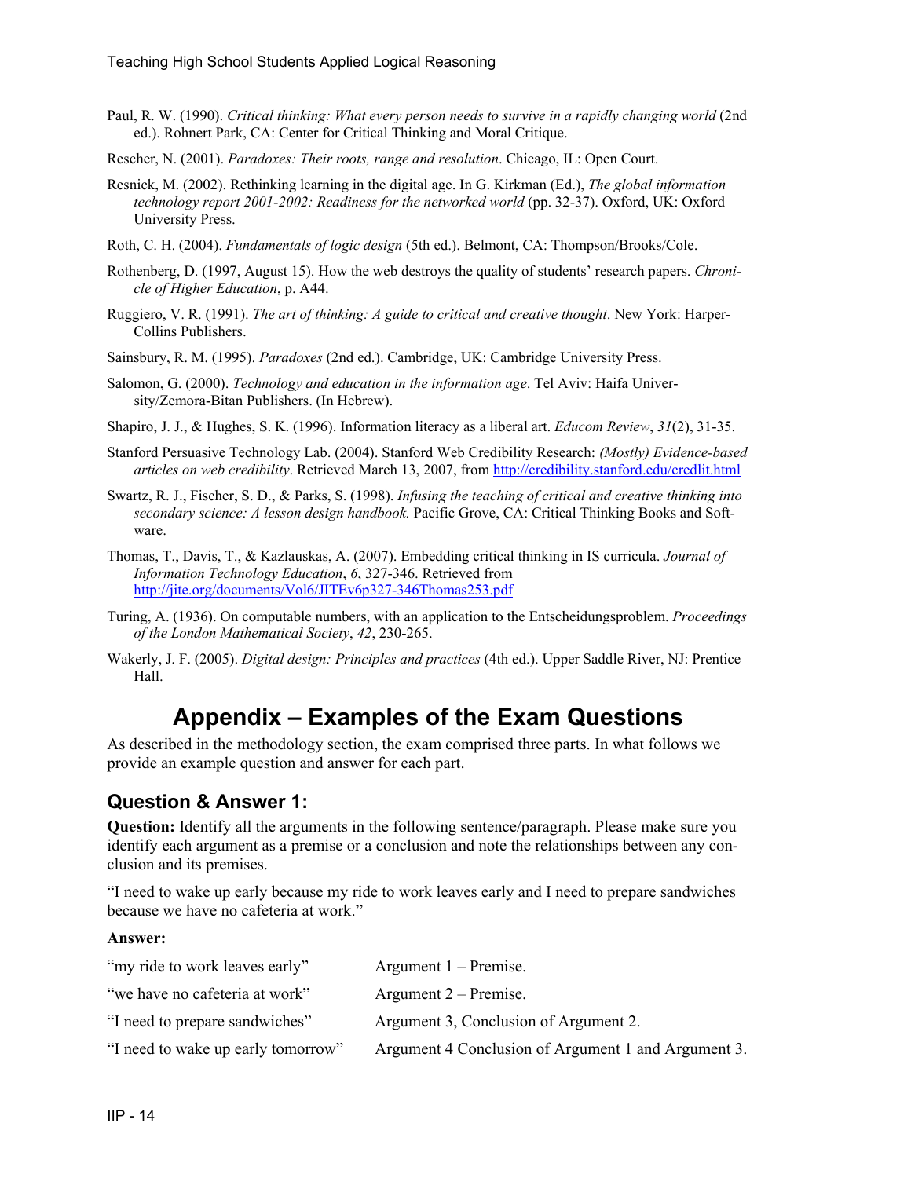Paul, R. W. (1990). *Critical thinking: What every person needs to survive in a rapidly changing world* (2nd ed.). Rohnert Park, CA: Center for Critical Thinking and Moral Critique.

Rescher, N. (2001). *Paradoxes: Their roots, range and resolution*. Chicago, IL: Open Court.

Resnick, M. (2002). Rethinking learning in the digital age. In G. Kirkman (Ed.), *The global information technology report 2001-2002: Readiness for the networked world* (pp. 32-37). Oxford, UK: Oxford University Press.

Roth, C. H. (2004). *Fundamentals of logic design* (5th ed.). Belmont, CA: Thompson/Brooks/Cole.

Rothenberg, D. (1997, August 15). How the web destroys the quality of students' research papers. *Chronicle of Higher Education*, p. A44.

Ruggiero, V. R. (1991). *The art of thinking: A guide to critical and creative thought*. New York: Harper-Collins Publishers.

Sainsbury, R. M. (1995). *Paradoxes* (2nd ed.). Cambridge, UK: Cambridge University Press.

Salomon, G. (2000). *Technology and education in the information age*. Tel Aviv: Haifa University/Zemora-Bitan Publishers. (In Hebrew).

Shapiro, J. J., & Hughes, S. K. (1996). Information literacy as a liberal art. *Educom Review*, *31*(2), 31-35.

Stanford Persuasive Technology Lab. (2004). Stanford Web Credibility Research: *(Mostly) Evidence-based articles on web credibility*. Retrieved March 13, 2007, from http://credibility.stanford.edu/credlit.html

Swartz, R. J., Fischer, S. D., & Parks, S. (1998). *Infusing the teaching of critical and creative thinking into secondary science: A lesson design handbook.* Pacific Grove, CA: Critical Thinking Books and Software.

Thomas, T., Davis, T., & Kazlauskas, A. (2007). Embedding critical thinking in IS curricula. *Journal of Information Technology Education*, *6*, 327-346. Retrieved from http://jite.org/documents/Vol6/JITEv6p327-346Thomas253.pdf

Turing, A. (1936). On computable numbers, with an application to the Entscheidungsproblem. *Proceedings of the London Mathematical Society*, *42*, 230-265.

Wakerly, J. F. (2005). *Digital design: Principles and practices* (4th ed.). Upper Saddle River, NJ: Prentice Hall.

# Appendix – Examples of the Exam Questions

As described in the methodology section, the exam comprised three parts. In what follows we provide an example question and answer for each part.

## Question & Answer 1:

**Question:** Identify all the arguments in the following sentence/paragraph. Please make sure you identify each argument as a premise or a conclusion and note the relationships between any conclusion and its premises.

"I need to wake up early because my ride to work leaves early and I need to prepare sandwiches because we have no cafeteria at work."

**Answer:**

| | |
|---|---|
| "my ride to work leaves early" | Argument 1 – Premise. |
| "we have no cafeteria at work" | Argument 2 – Premise. |
| "I need to prepare sandwiches" | Argument 3, Conclusion of Argument 2. |
| "I need to wake up early tomorrow" | Argument 4 Conclusion of Argument 1 and Argument 3. |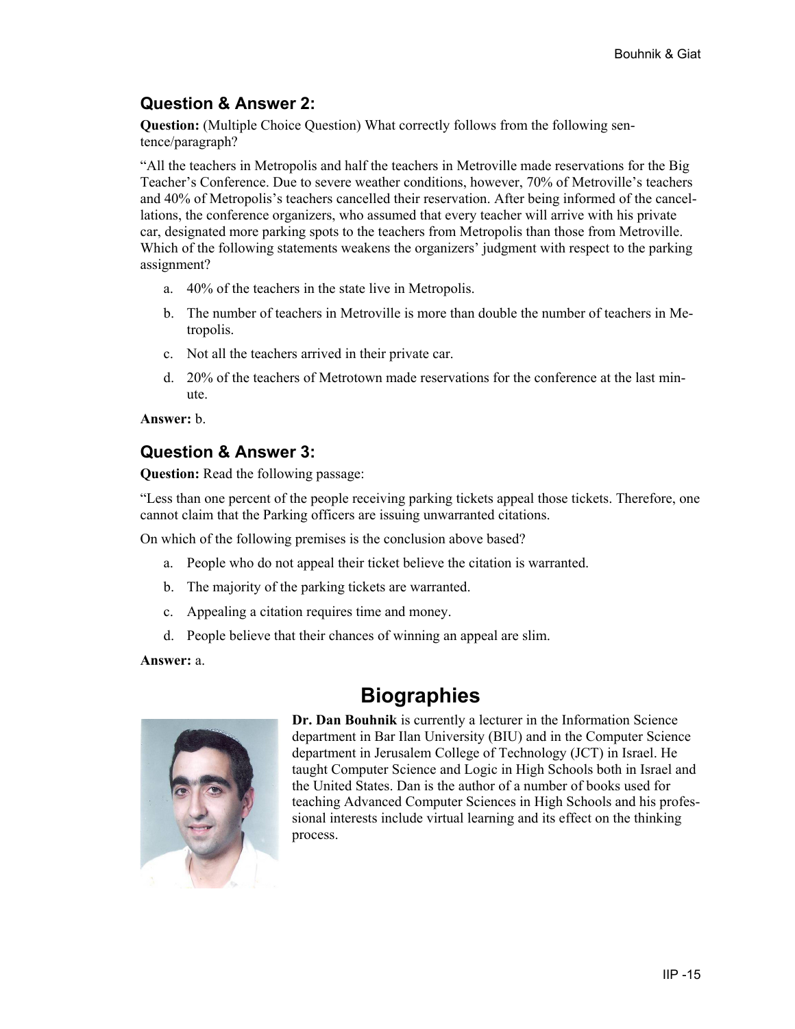### Question & Answer 2:

**Question:** (Multiple Choice Question) What correctly follows from the following sentence/paragraph?

"All the teachers in Metropolis and half the teachers in Metroville made reservations for the Big Teacher's Conference. Due to severe weather conditions, however, 70% of Metroville's teachers and 40% of Metropolis's teachers cancelled their reservation. After being informed of the cancellations, the conference organizers, who assumed that every teacher will arrive with his private car, designated more parking spots to the teachers from Metropolis than those from Metroville. Which of the following statements weakens the organizers' judgment with respect to the parking assignment?

a. 40% of the teachers in the state live in Metropolis.
b. The number of teachers in Metroville is more than double the number of teachers in Metropolis.
c. Not all the teachers arrived in their private car.
d. 20% of the teachers of Metrotown made reservations for the conference at the last minute.

**Answer:** b.

### Question & Answer 3:

**Question:** Read the following passage:

"Less than one percent of the people receiving parking tickets appeal those tickets. Therefore, one cannot claim that the Parking officers are issuing unwarranted citations.

On which of the following premises is the conclusion above based?

a. People who do not appeal their ticket believe the citation is warranted.
b. The majority of the parking tickets are warranted.
c. Appealing a citation requires time and money.
d. People believe that their chances of winning an appeal are slim.

**Answer:** a.

## Biographies

**Dr. Dan Bouhnik** is currently a lecturer in the Information Science department in Bar Ilan University (BIU) and in the Computer Science department in Jerusalem College of Technology (JCT) in Israel. He taught Computer Science and Logic in High Schools both in Israel and the United States. Dan is the author of a number of books used for teaching Advanced Computer Sciences in High Schools and his professional interests include virtual learning and its effect on the thinking process.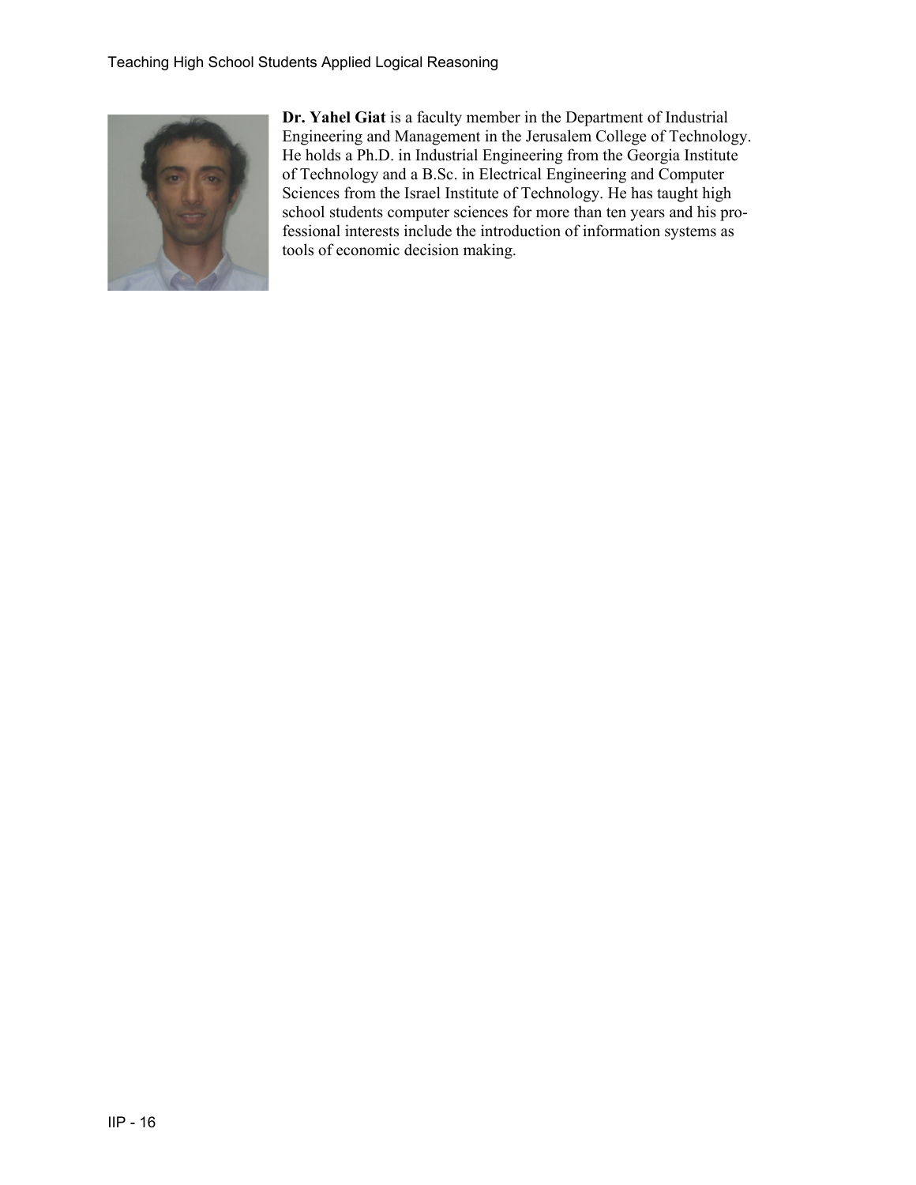**Dr. Yahel Giat** is a faculty member in the Department of Industrial Engineering and Management in the Jerusalem College of Technology. He holds a Ph.D. in Industrial Engineering from the Georgia Institute of Technology and a B.Sc. in Electrical Engineering and Computer Sciences from the Israel Institute of Technology. He has taught high school students computer sciences for more than ten years and his professional interests include the introduction of information systems as tools of economic decision making.